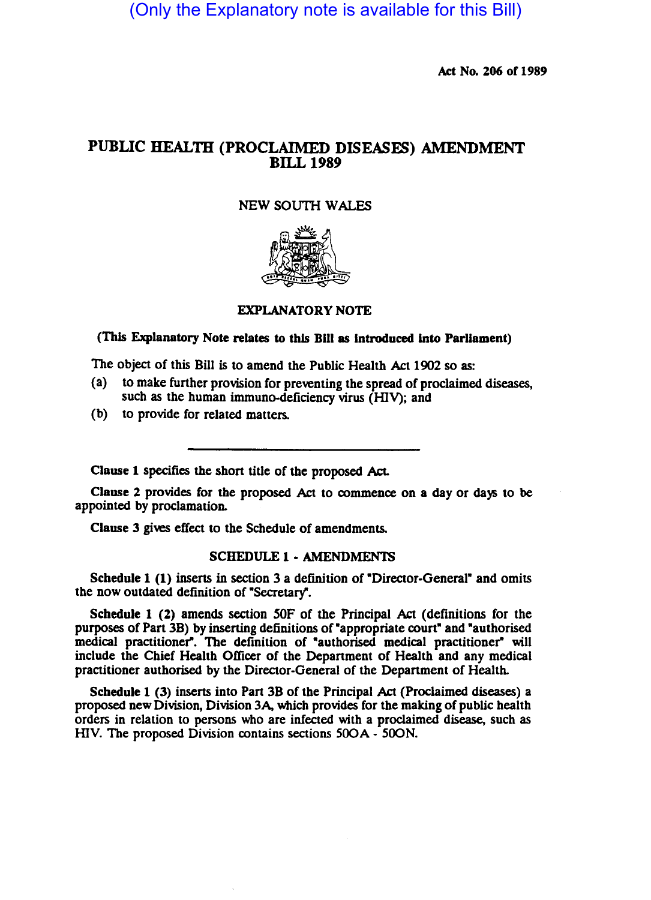(Only the Explanatory note is available for this Bill)

Act No. 206 of 1989

# PUBLIC HEALTH (PROCLAIMED DISEASES) AMENDMENT BILL 1989

NEW SOUTH WALES

## EXPLANATORY NOTE

**(This Explanatory Note relates to this Bill as introduced into Parliament)**

The object of this Bill is to amend the Public Health Act 1902 so as:

(a) to make further provision for preventing the spread of proclaimed diseases, such as the human immuno-deficiency virus (HIV); and

(b) to provide for related matters.

---

**Clause 1** specifies the short title of the proposed Act.

**Clause 2** provides for the proposed Act to commence on a day or days to be appointed by proclamation.

**Clause 3** gives effect to the Schedule of amendments.

### SCHEDULE 1 - AMENDMENTS

**Schedule 1 (1)** inserts in section 3 a definition of "Director-General" and omits the now outdated definition of "Secretary".

**Schedule 1 (2)** amends section 50F of the Principal Act (definitions for the purposes of Part 3B) by inserting definitions of "appropriate court" and "authorised medical practitioner". The definition of "authorised medical practitioner" will include the Chief Health Officer of the Department of Health and any medical practitioner authorised by the Director-General of the Department of Health.

**Schedule 1 (3)** inserts into Part 3B of the Principal Act (Proclaimed diseases) a proposed new Division, Division 3A, which provides for the making of public health orders in relation to persons who are infected with a proclaimed disease, such as HIV. The proposed Division contains sections 50OA - 50ON.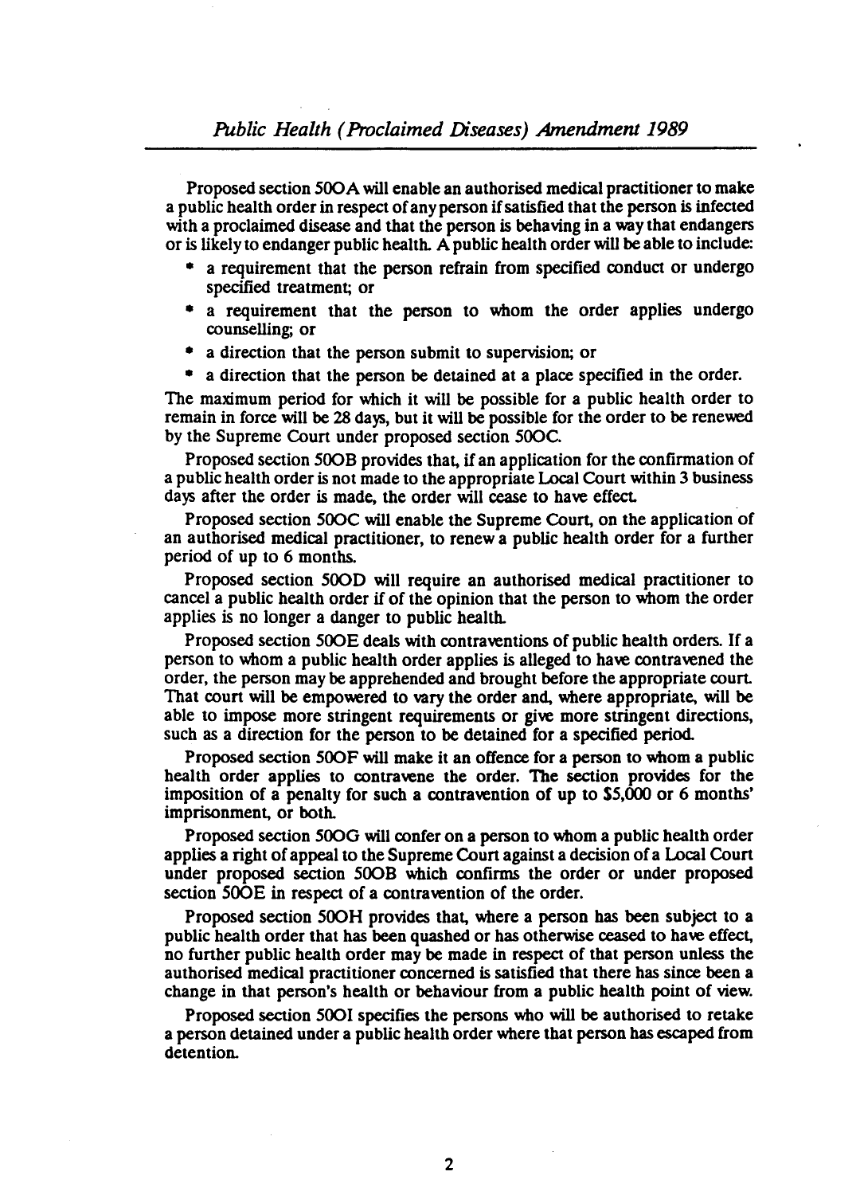Proposed section 50OA will enable an authorised medical practitioner to make a public health order in respect of any person if satisfied that the person is infected with a proclaimed disease and that the person is behaving in a way that endangers or is likely to endanger public health. A public health order will be able to include:

- a requirement that the person refrain from specified conduct or undergo specified treatment; or
- a requirement that the person to whom the order applies undergo counselling; or
- a direction that the person submit to supervision; or
- a direction that the person be detained at a place specified in the order.

The maximum period for which it will be possible for a public health order to remain in force will be 28 days, but it will be possible for the order to be renewed by the Supreme Court under proposed section 50OC.

Proposed section 50OB provides that, if an application for the confirmation of a public health order is not made to the appropriate Local Court within 3 business days after the order is made, the order will cease to have effect.

Proposed section 50OC will enable the Supreme Court, on the application of an authorised medical practitioner, to renew a public health order for a further period of up to 6 months.

Proposed section 50OD will require an authorised medical practitioner to cancel a public health order if of the opinion that the person to whom the order applies is no longer a danger to public health.

Proposed section 50OE deals with contraventions of public health orders. If a person to whom a public health order applies is alleged to have contravened the order, the person may be apprehended and brought before the appropriate court. That court will be empowered to vary the order and, where appropriate, will be able to impose more stringent requirements or give more stringent directions, such as a direction for the person to be detained for a specified period.

Proposed section 50OF will make it an offence for a person to whom a public health order applies to contravene the order. The section provides for the imposition of a penalty for such a contravention of up to $5,000 or 6 months' imprisonment, or both.

Proposed section 50OG will confer on a person to whom a public health order applies a right of appeal to the Supreme Court against a decision of a Local Court under proposed section 50OB which confirms the order or under proposed section 50OE in respect of a contravention of the order.

Proposed section 50OH provides that, where a person has been subject to a public health order that has been quashed or has otherwise ceased to have effect, no further public health order may be made in respect of that person unless the authorised medical practitioner concerned is satisfied that there has since been a change in that person's health or behaviour from a public health point of view.

Proposed section 50OI specifies the persons who will be authorised to retake a person detained under a public health order where that person has escaped from detention.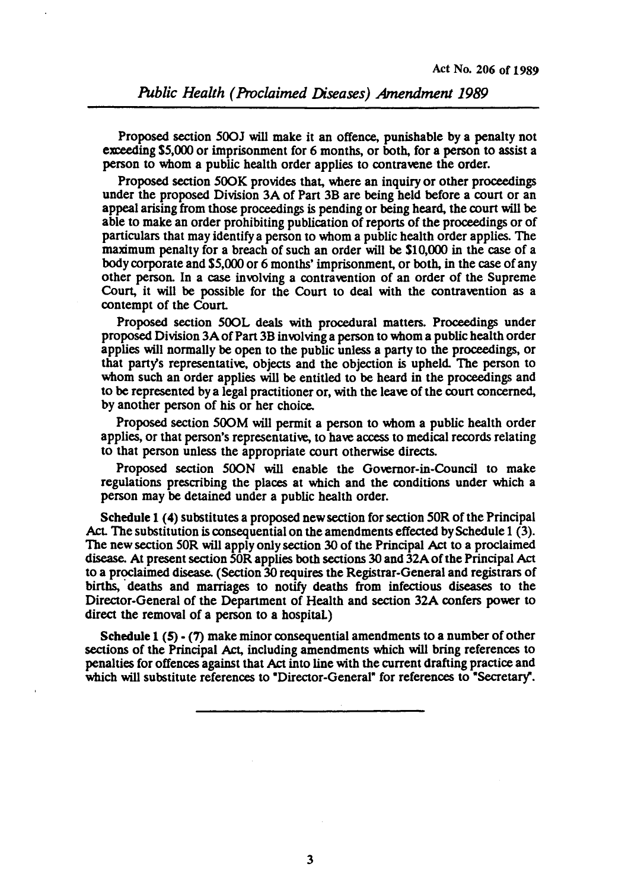Proposed section 50OJ will make it an offence, punishable by a penalty not exceeding $5,000 or imprisonment for 6 months, or both, for a person to assist a person to whom a public health order applies to contravene the order.

Proposed section 50OK provides that, where an inquiry or other proceedings under the proposed Division 3A of Part 3B are being held before a court or an appeal arising from those proceedings is pending or being heard, the court will be able to make an order prohibiting publication of reports of the proceedings or of particulars that may identify a person to whom a public health order applies. The maximum penalty for a breach of such an order will be $10,000 in the case of a body corporate and $5,000 or 6 months' imprisonment, or both, in the case of any other person. In a case involving a contravention of an order of the Supreme Court, it will be possible for the Court to deal with the contravention as a contempt of the Court.

Proposed section 50OL deals with procedural matters. Proceedings under proposed Division 3A of Part 3B involving a person to whom a public health order applies will normally be open to the public unless a party to the proceedings, or that party's representative, objects and the objection is upheld. The person to whom such an order applies will be entitled to be heard in the proceedings and to be represented by a legal practitioner or, with the leave of the court concerned, by another person of his or her choice.

Proposed section 50OM will permit a person to whom a public health order applies, or that person's representative, to have access to medical records relating to that person unless the appropriate court otherwise directs.

Proposed section 50ON will enable the Governor-in-Council to make regulations prescribing the places at which and the conditions under which a person may be detained under a public health order.

**Schedule 1 (4)** substitutes a proposed new section for section 50R of the Principal Act. The substitution is consequential on the amendments effected by Schedule 1 (3). The new section 50R will apply only section 30 of the Principal Act to a proclaimed disease. At present section 50R applies both sections 30 and 32A of the Principal Act to a proclaimed disease. (Section 30 requires the Registrar-General and registrars of births, deaths and marriages to notify deaths from infectious diseases to the Director-General of the Department of Health and section 32A confers power to direct the removal of a person to a hospital.)

**Schedule 1 (5) - (7)** make minor consequential amendments to a number of other sections of the Principal Act, including amendments which will bring references to penalties for offences against that Act into line with the current drafting practice and which will substitute references to "Director-General" for references to "Secretary".